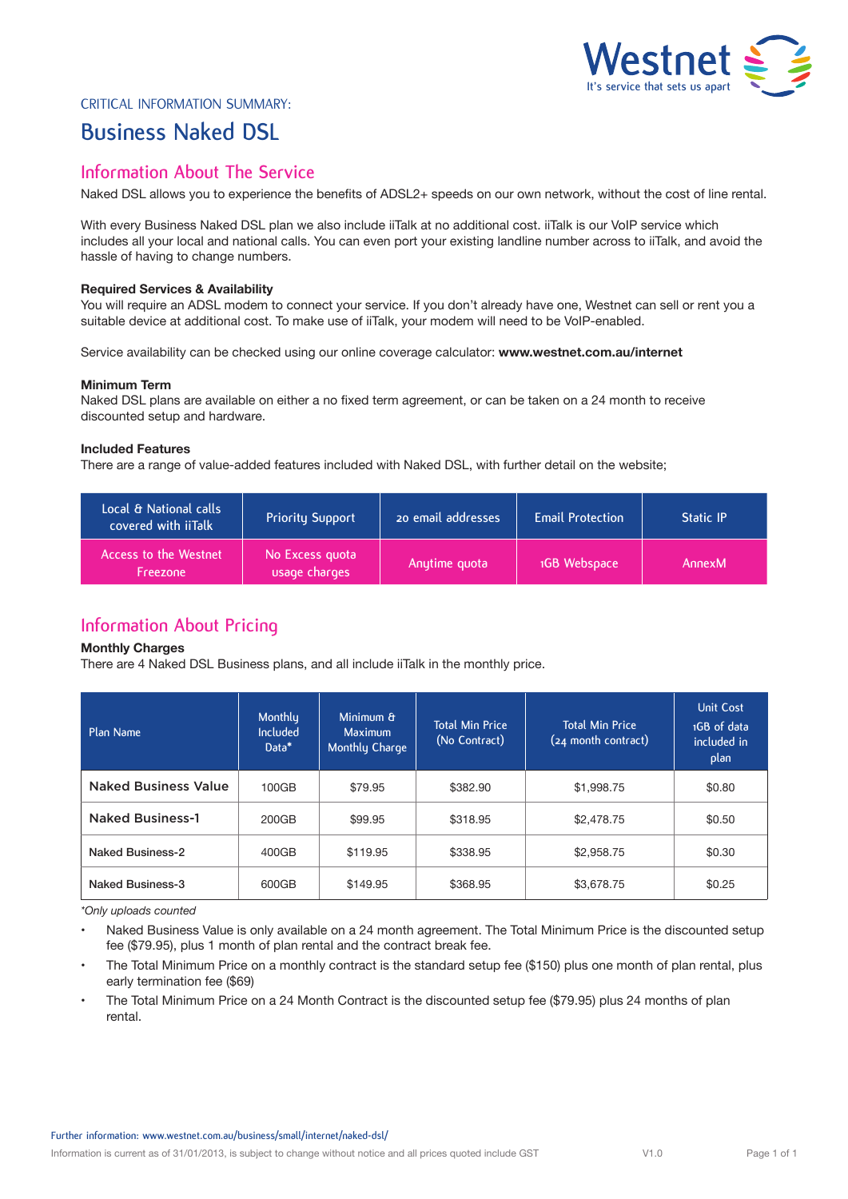CRITICAL INFORMATION SUMMARY:

# Business Naked DSL

## Information About The Service

Naked DSL allows you to experience the benefits of ADSL2+ speeds on our own network, without the cost of line rental.

With every Business Naked DSL plan we also include iiTalk at no additional cost. iiTalk is our VoIP service which includes all your local and national calls. You can even port your existing landline number across to iiTalk, and avoid the hassle of having to change numbers.

**Required Services & Availability**

You will require an ADSL modem to connect your service. If you don't already have one, Westnet can sell or rent you a suitable device at additional cost. To make use of iiTalk, your modem will need to be VoIP-enabled.

Service availability can be checked using our online coverage calculator: **www.westnet.com.au/internet**

**Minimum Term**

Naked DSL plans are available on either a no fixed term agreement, or can be taken on a 24 month to receive discounted setup and hardware.

**Included Features**

There are a range of value-added features included with Naked DSL, with further detail on the website;

| Local & National calls covered with iiTalk | Priority Support | 20 email addresses | Email Protection | Static IP |
|---|---|---|---|---|
| Access to the Westnet Freezone | No Excess quota usage charges | Anytime quota | 1GB Webspace | AnnexM |

## Information About Pricing

**Monthly Charges**

There are 4 Naked DSL Business plans, and all include iiTalk in the monthly price.

| Plan Name | Monthly Included Data* | Minimum & Maximum Monthly Charge | Total Min Price (No Contract) | Total Min Price (24 month contract) | Unit Cost 1GB of data included in plan |
|---|---|---|---|---|---|
| **Naked Business Value** | 100GB | $79.95 | $382.90 | $1,998.75 | $0.80 |
| **Naked Business-1** | 200GB | $99.95 | $318.95 | $2,478.75 | $0.50 |
| Naked Business-2 | 400GB | $119.95 | $338.95 | $2,958.75 | $0.30 |
| Naked Business-3 | 600GB | $149.95 | $368.95 | $3,678.75 | $0.25 |

*\*Only uploads counted*

- Naked Business Value is only available on a 24 month agreement. The Total Minimum Price is the discounted setup fee ($79.95), plus 1 month of plan rental and the contract break fee.
- The Total Minimum Price on a monthly contract is the standard setup fee ($150) plus one month of plan rental, plus early termination fee ($69)
- The Total Minimum Price on a 24 Month Contract is the discounted setup fee ($79.95) plus 24 months of plan rental.

Further information: www.westnet.com.au/business/small/internet/naked-dsl/

Information is current as of 31/01/2013, is subject to change without notice and all prices quoted include GST V1.0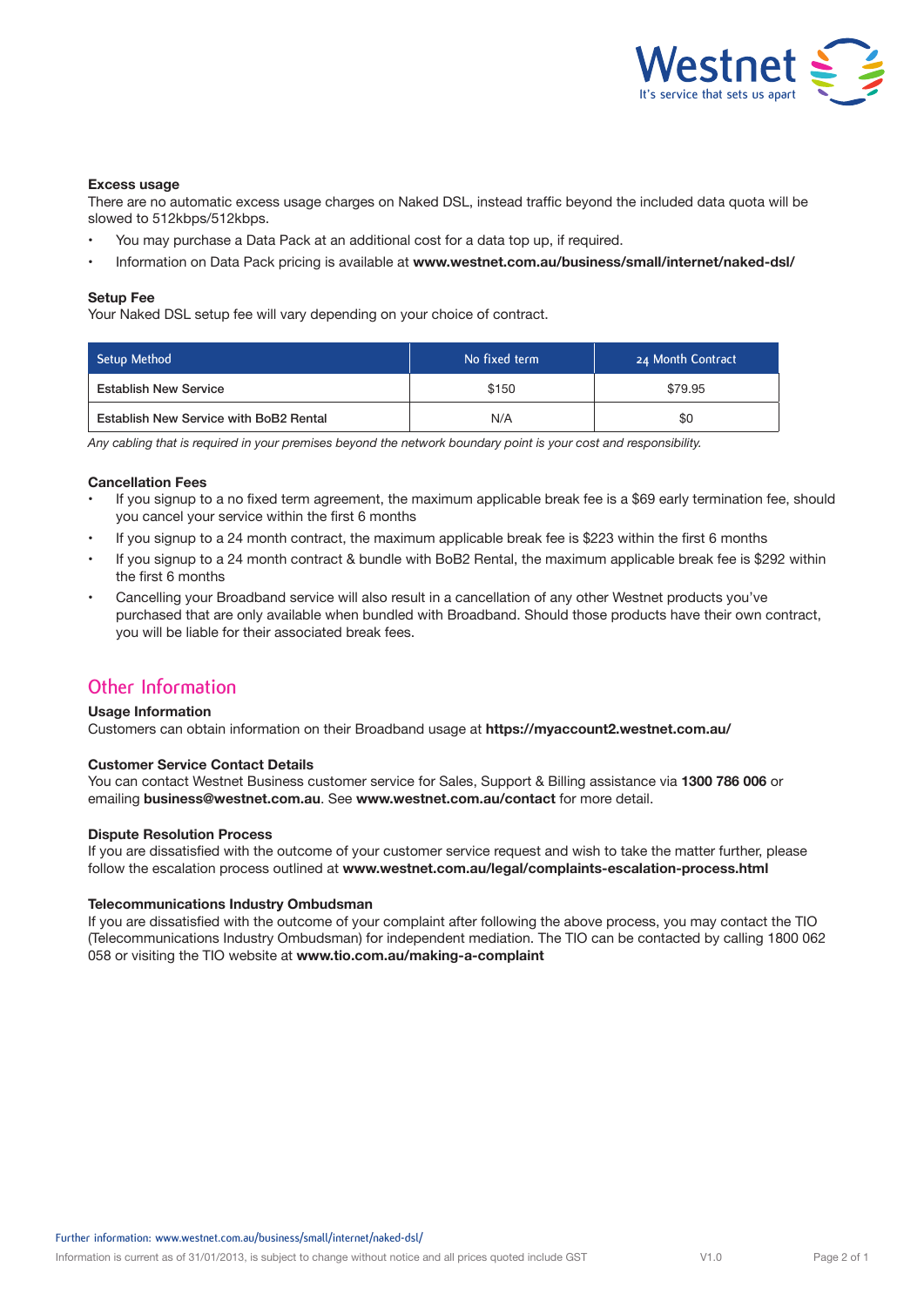### Excess usage

There are no automatic excess usage charges on Naked DSL, instead traffic beyond the included data quota will be slowed to 512kbps/512kbps.

- You may purchase a Data Pack at an additional cost for a data top up, if required.
- Information on Data Pack pricing is available at **www.westnet.com.au/business/small/internet/naked-dsl/**

### Setup Fee

Your Naked DSL setup fee will vary depending on your choice of contract.

| Setup Method | No fixed term | 24 Month Contract |
|---|---|---|
| Establish New Service | $150 | $79.95 |
| Establish New Service with BoB2 Rental | N/A | $0 |

*Any cabling that is required in your premises beyond the network boundary point is your cost and responsibility.*

### Cancellation Fees

- If you signup to a no fixed term agreement, the maximum applicable break fee is a $69 early termination fee, should you cancel your service within the first 6 months
- If you signup to a 24 month contract, the maximum applicable break fee is $223 within the first 6 months
- If you signup to a 24 month contract & bundle with BoB2 Rental, the maximum applicable break fee is $292 within the first 6 months
- Cancelling your Broadband service will also result in a cancellation of any other Westnet products you've purchased that are only available when bundled with Broadband. Should those products have their own contract, you will be liable for their associated break fees.

## Other Information

### Usage Information

Customers can obtain information on their Broadband usage at **https://myaccount2.westnet.com.au/**

### Customer Service Contact Details

You can contact Westnet Business customer service for Sales, Support & Billing assistance via **1300 786 006** or emailing **business@westnet.com.au**. See **www.westnet.com.au/contact** for more detail.

### Dispute Resolution Process

If you are dissatisfied with the outcome of your customer service request and wish to take the matter further, please follow the escalation process outlined at **www.westnet.com.au/legal/complaints-escalation-process.html**

### Telecommunications Industry Ombudsman

If you are dissatisfied with the outcome of your complaint after following the above process, you may contact the TIO (Telecommunications Industry Ombudsman) for independent mediation. The TIO can be contacted by calling 1800 062 058 or visiting the TIO website at **www.tio.com.au/making-a-complaint**

Further information: www.westnet.com.au/business/small/internet/naked-dsl/

Information is current as of 31/01/2013, is subject to change without notice and all prices quoted include GST V1.0